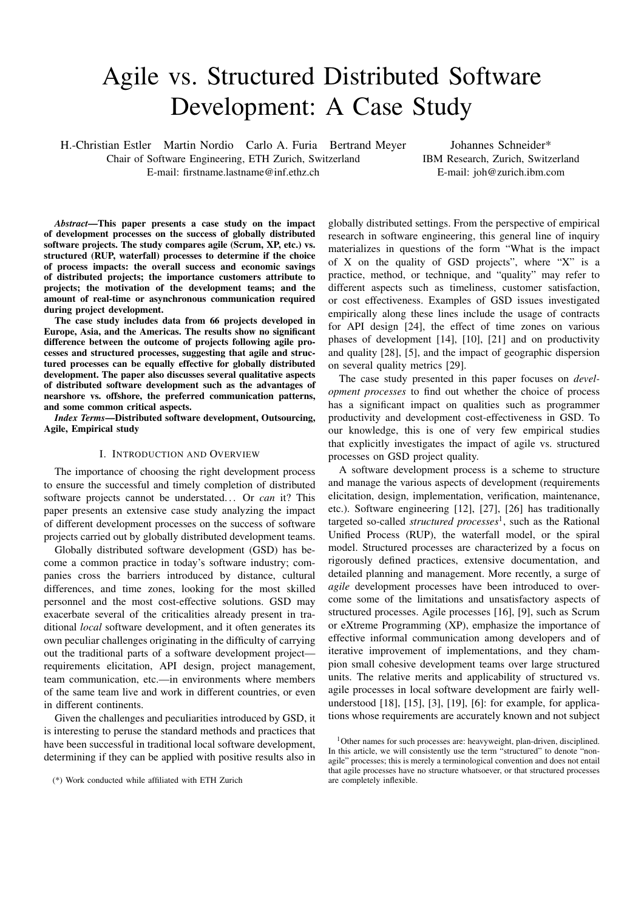# Agile vs. Structured Distributed Software Development: A Case Study

H.-Christian Estler Martin Nordio Carlo A. Furia Bertrand Meyer
Chair of Software Engineering, ETH Zurich, Switzerland
E-mail: firstname.lastname@inf.ethz.ch

Johannes Schneider*
IBM Research, Zurich, Switzerland
E-mail: joh@zurich.ibm.com

***Abstract*—This paper presents a case study on the impact of development processes on the success of globally distributed software projects. The study compares agile (Scrum, XP, etc.) vs. structured (RUP, waterfall) processes to determine if the choice of process impacts: the overall success and economic savings of distributed projects; the importance customers attribute to projects; the motivation of the development teams; and the amount of real-time or asynchronous communication required during project development.**

**The case study includes data from 66 projects developed in Europe, Asia, and the Americas. The results show no significant difference between the outcome of projects following agile processes and structured processes, suggesting that agile and structured processes can be equally effective for globally distributed development. The paper also discusses several qualitative aspects of distributed software development such as the advantages of nearshore vs. offshore, the preferred communication patterns, and some common critical aspects.**

***Index Terms*—Distributed software development, Outsourcing, Agile, Empirical study**

## I. Introduction and Overview

The importance of choosing the right development process to ensure the successful and timely completion of distributed software projects cannot be understated... Or *can* it? This paper presents an extensive case study analyzing the impact of different development processes on the success of software projects carried out by globally distributed development teams.

Globally distributed software development (GSD) has become a common practice in today's software industry; companies cross the barriers introduced by distance, cultural differences, and time zones, looking for the most skilled personnel and the most cost-effective solutions. GSD may exacerbate several of the criticalities already present in traditional *local* software development, and it often generates its own peculiar challenges originating in the difficulty of carrying out the traditional parts of a software development project—requirements elicitation, API design, project management, team communication, etc.—in environments where members of the same team live and work in different countries, or even in different continents.

Given the challenges and peculiarities introduced by GSD, it is interesting to peruse the standard methods and practices that have been successful in traditional local software development, determining if they can be applied with positive results also in globally distributed settings. From the perspective of empirical research in software engineering, this general line of inquiry materializes in questions of the form "What is the impact of X on the quality of GSD projects", where "X" is a practice, method, or technique, and "quality" may refer to different aspects such as timeliness, customer satisfaction, or cost effectiveness. Examples of GSD issues investigated empirically along these lines include the usage of contracts for API design [24], the effect of time zones on various phases of development [14], [10], [21] and on productivity and quality [28], [5], and the impact of geographic dispersion on several quality metrics [29].

The case study presented in this paper focuses on *development processes* to find out whether the choice of process has a significant impact on qualities such as programmer productivity and development cost-effectiveness in GSD. To our knowledge, this is one of very few empirical studies that explicitly investigates the impact of agile vs. structured processes on GSD project quality.

A software development process is a scheme to structure and manage the various aspects of development (requirements elicitation, design, implementation, verification, maintenance, etc.). Software engineering [12], [27], [26] has traditionally targeted so-called *structured processes*[1], such as the Rational Unified Process (RUP), the waterfall model, or the spiral model. Structured processes are characterized by a focus on rigorously defined practices, extensive documentation, and detailed planning and management. More recently, a surge of *agile* development processes have been introduced to overcome some of the limitations and unsatisfactory aspects of structured processes. Agile processes [16], [9], such as Scrum or eXtreme Programming (XP), emphasize the importance of effective informal communication among developers and of iterative improvement of implementations, and they champion small cohesive development teams over large structured units. The relative merits and applicability of structured vs. agile processes in local software development are fairly well-understood [18], [15], [3], [19], [6]: for example, for applications whose requirements are accurately known and not subject

(*) Work conducted while affiliated with ETH Zurich

[1] Other names for such processes are: heavyweight, plan-driven, disciplined. In this article, we will consistently use the term "structured" to denote "non-agile" processes; this is merely a terminological convention and does not entail that agile processes have no structure whatsoever, or that structured processes are completely inflexible.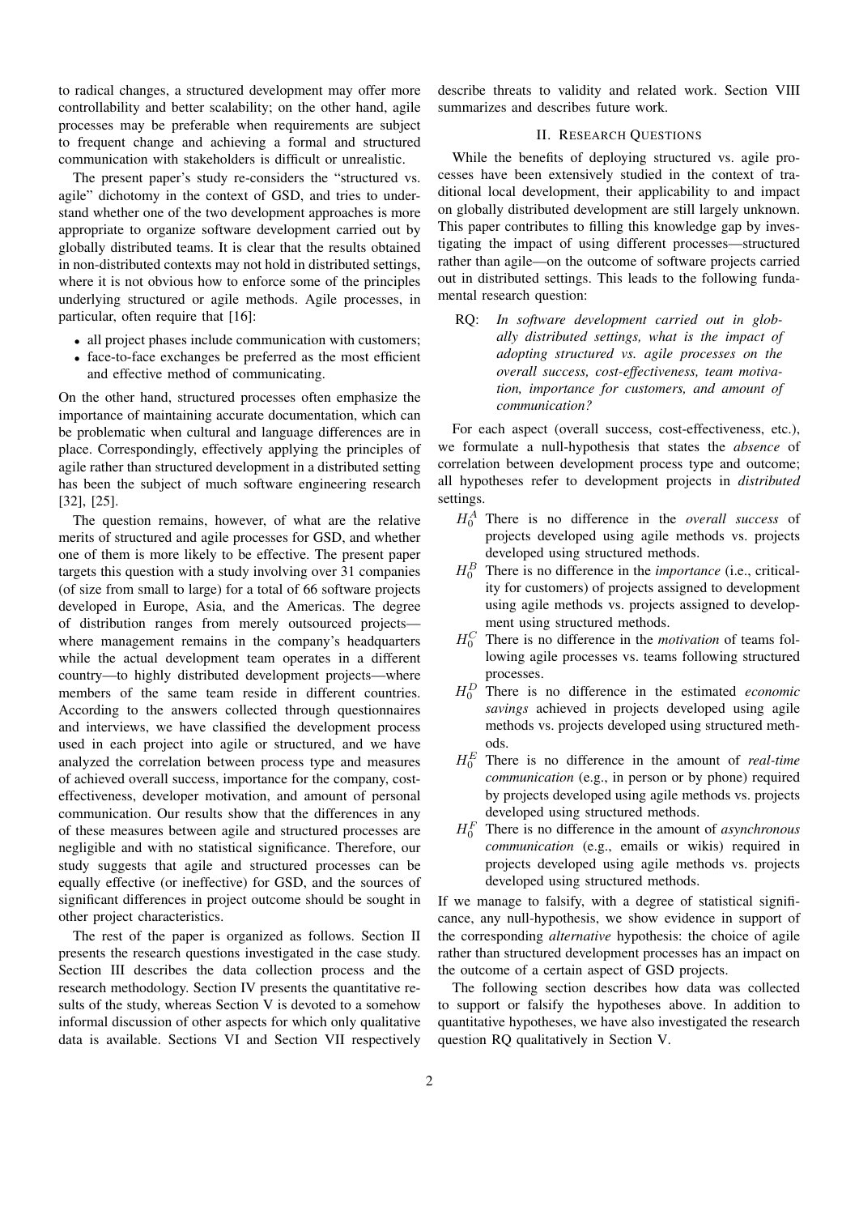to radical changes, a structured development may offer more controllability and better scalability; on the other hand, agile processes may be preferable when requirements are subject to frequent change and achieving a formal and structured communication with stakeholders is difficult or unrealistic.

The present paper's study re-considers the "structured vs. agile" dichotomy in the context of GSD, and tries to understand whether one of the two development approaches is more appropriate to organize software development carried out by globally distributed teams. It is clear that the results obtained in non-distributed contexts may not hold in distributed settings, where it is not obvious how to enforce some of the principles underlying structured or agile methods. Agile processes, in particular, often require that [16]:

- all project phases include communication with customers;
- face-to-face exchanges be preferred as the most efficient and effective method of communicating.

On the other hand, structured processes often emphasize the importance of maintaining accurate documentation, which can be problematic when cultural and language differences are in place. Correspondingly, effectively applying the principles of agile rather than structured development in a distributed setting has been the subject of much software engineering research [32], [25].

The question remains, however, of what are the relative merits of structured and agile processes for GSD, and whether one of them is more likely to be effective. The present paper targets this question with a study involving over 31 companies (of size from small to large) for a total of 66 software projects developed in Europe, Asia, and the Americas. The degree of distribution ranges from merely outsourced projects—where management remains in the company's headquarters while the actual development team operates in a different country—to highly distributed development projects—where members of the same team reside in different countries. According to the answers collected through questionnaires and interviews, we have classified the development process used in each project into agile or structured, and we have analyzed the correlation between process type and measures of achieved overall success, importance for the company, cost-effectiveness, developer motivation, and amount of personal communication. Our results show that the differences in any of these measures between agile and structured processes are negligible and with no statistical significance. Therefore, our study suggests that agile and structured processes can be equally effective (or ineffective) for GSD, and the sources of significant differences in project outcome should be sought in other project characteristics.

The rest of the paper is organized as follows. Section II presents the research questions investigated in the case study. Section III describes the data collection process and the research methodology. Section IV presents the quantitative results of the study, whereas Section V is devoted to a somehow informal discussion of other aspects for which only qualitative data is available. Sections VI and Section VII respectively describe threats to validity and related work. Section VIII summarizes and describes future work.

## II. Research Questions

While the benefits of deploying structured vs. agile processes have been extensively studied in the context of traditional local development, their applicability to and impact on globally distributed development are still largely unknown. This paper contributes to filling this knowledge gap by investigating the impact of using different processes—structured rather than agile—on the outcome of software projects carried out in distributed settings. This leads to the following fundamental research question:

RQ: *In software development carried out in globally distributed settings, what is the impact of adopting structured vs. agile processes on the overall success, cost-effectiveness, team motivation, importance for customers, and amount of communication?*

For each aspect (overall success, cost-effectiveness, etc.), we formulate a null-hypothesis that states the *absence* of correlation between development process type and outcome; all hypotheses refer to development projects in *distributed* settings.

- $H_0^A$ There is no difference in the *overall success* of projects developed using agile methods vs. projects developed using structured methods.
- $H_0^B$ There is no difference in the *importance* (i.e., criticality for customers) of projects assigned to development using agile methods vs. projects assigned to development using structured methods.
- $H_0^C$ There is no difference in the *motivation* of teams following agile processes vs. teams following structured processes.
- $H_0^D$ There is no difference in the estimated *economic savings* achieved in projects developed using agile methods vs. projects developed using structured methods.
- $H_0^E$ There is no difference in the amount of *real-time communication* (e.g., in person or by phone) required by projects developed using agile methods vs. projects developed using structured methods.
- $H_0^F$ There is no difference in the amount of *asynchronous communication* (e.g., emails or wikis) required in projects developed using agile methods vs. projects developed using structured methods.

If we manage to falsify, with a degree of statistical significance, any null-hypothesis, we show evidence in support of the corresponding *alternative* hypothesis: the choice of agile rather than structured development processes has an impact on the outcome of a certain aspect of GSD projects.

The following section describes how data was collected to support or falsify the hypotheses above. In addition to quantitative hypotheses, we have also investigated the research question RQ qualitatively in Section V.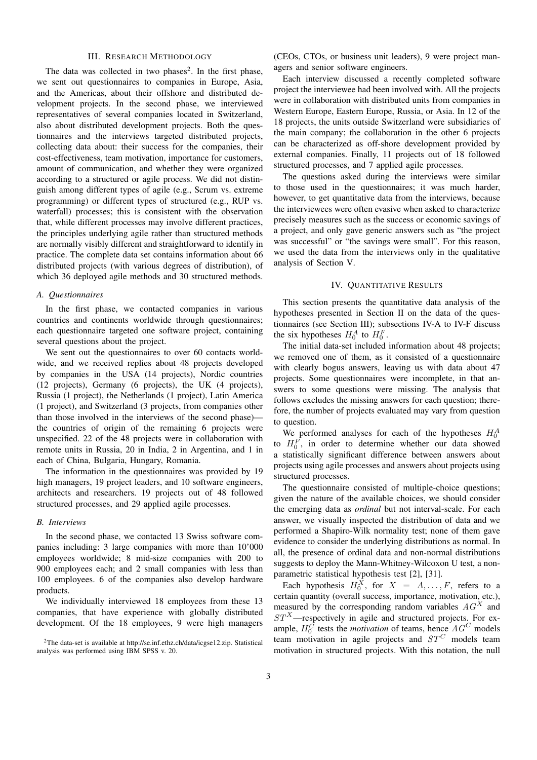## III. Research Methodology

The data was collected in two phases[2]. In the first phase, we sent out questionnaires to companies in Europe, Asia, and the Americas, about their offshore and distributed development projects. In the second phase, we interviewed representatives of several companies located in Switzerland, also about distributed development projects. Both the questionnaires and the interviews targeted distributed projects, collecting data about: their success for the companies, their cost-effectiveness, team motivation, importance for customers, amount of communication, and whether they were organized according to a structured or agile process. We did not distinguish among different types of agile (e.g., Scrum vs. extreme programming) or different types of structured (e.g., RUP vs. waterfall) processes; this is consistent with the observation that, while different processes may involve different practices, the principles underlying agile rather than structured methods are normally visibly different and straightforward to identify in practice. The complete data set contains information about 66 distributed projects (with various degrees of distribution), of which 36 deployed agile methods and 30 structured methods.

### A. Questionnaires

In the first phase, we contacted companies in various countries and continents worldwide through questionnaires; each questionnaire targeted one software project, containing several questions about the project.

We sent out the questionnaires to over 60 contacts worldwide, and we received replies about 48 projects developed by companies in the USA (14 projects), Nordic countries (12 projects), Germany (6 projects), the UK (4 projects), Russia (1 project), the Netherlands (1 project), Latin America (1 project), and Switzerland (3 projects, from companies other than those involved in the interviews of the second phase)—the countries of origin of the remaining 6 projects were unspecified. 22 of the 48 projects were in collaboration with remote units in Russia, 20 in India, 2 in Argentina, and 1 in each of China, Bulgaria, Hungary, Romania.

The information in the questionnaires was provided by 19 high managers, 19 project leaders, and 10 software engineers, architects and researchers. 19 projects out of 48 followed structured processes, and 29 applied agile processes.

### B. Interviews

In the second phase, we contacted 13 Swiss software companies including: 3 large companies with more than 10'000 employees worldwide; 8 mid-size companies with 200 to 900 employees each; and 2 small companies with less than 100 employees. 6 of the companies also develop hardware products.

We individually interviewed 18 employees from these 13 companies, that have experience with globally distributed development. Of the 18 employees, 9 were high managers (CEOs, CTOs, or business unit leaders), 9 were project managers and senior software engineers.

Each interview discussed a recently completed software project the interviewee had been involved with. All the projects were in collaboration with distributed units from companies in Western Europe, Eastern Europe, Russia, or Asia. In 12 of the 18 projects, the units outside Switzerland were subsidiaries of the main company; the collaboration in the other 6 projects can be characterized as off-shore development provided by external companies. Finally, 11 projects out of 18 followed structured processes, and 7 applied agile processes.

The questions asked during the interviews were similar to those used in the questionnaires; it was much harder, however, to get quantitative data from the interviews, because the interviewees were often evasive when asked to characterize precisely measures such as the success or economic savings of a project, and only gave generic answers such as "the project was successful" or "the savings were small". For this reason, we used the data from the interviews only in the qualitative analysis of Section V.

## IV. Quantitative Results

This section presents the quantitative data analysis of the hypotheses presented in Section II on the data of the questionnaires (see Section III); subsections IV-A to IV-F discuss the six hypotheses $H_0^A$ to $H_0^F$.

The initial data-set included information about 48 projects; we removed one of them, as it consisted of a questionnaire with clearly bogus answers, leaving us with data about 47 projects. Some questionnaires were incomplete, in that answers to some questions were missing. The analysis that follows excludes the missing answers for each question; therefore, the number of projects evaluated may vary from question to question.

We performed analyses for each of the hypotheses $H_0^A$ to $H_0^F$, in order to determine whether our data showed a statistically significant difference between answers about projects using agile processes and answers about projects using structured processes.

The questionnaire consisted of multiple-choice questions; given the nature of the available choices, we should consider the emerging data as *ordinal* but not interval-scale. For each answer, we visually inspected the distribution of data and we performed a Shapiro-Wilk normality test; none of them gave evidence to consider the underlying distributions as normal. In all, the presence of ordinal data and non-normal distributions suggests to deploy the Mann-Whitney-Wilcoxon U test, a non-parametric statistical hypothesis test [2], [31].

Each hypothesis $H_0^X$, for $X = A, \ldots, F$, refers to a certain quantity (overall success, importance, motivation, etc.), measured by the corresponding random variables $AG^X$ and $ST^X$—respectively in agile and structured projects. For example, $H_0^C$ tests the *motivation* of teams, hence $AG^C$ models team motivation in agile projects and $ST^C$ models team motivation in structured projects. With this notation, the null

[2]The data-set is available at http://se.inf.ethz.ch/data/icgse12.zip. Statistical analysis was performed using IBM SPSS v. 20.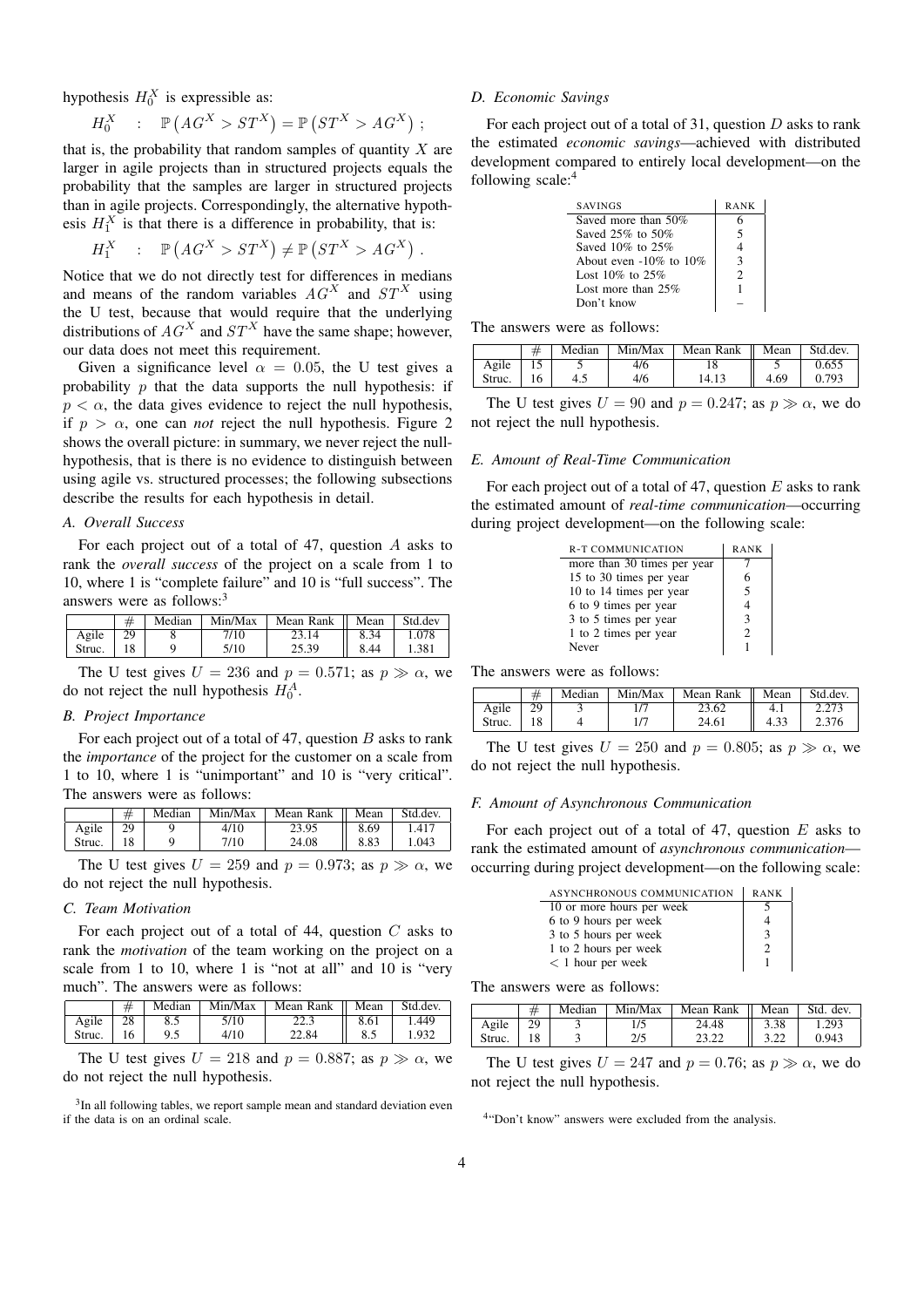hypothesis $H_0^X$ is expressible as:

$$H_0^X \quad : \quad \mathbb{P}\left(AG^X > ST^X\right) = \mathbb{P}\left(ST^X > AG^X\right) \; ;$$

that is, the probability that random samples of quantity $X$ are larger in agile projects than in structured projects equals the probability that the samples are larger in structured projects than in agile projects. Correspondingly, the alternative hypothesis $H_1^X$ is that there is a difference in probability, that is:

$$H_1^X \quad : \quad \mathbb{P}\left(AG^X > ST^X\right) \neq \mathbb{P}\left(ST^X > AG^X\right) \, .$$

Notice that we do not directly test for differences in medians and means of the random variables $AG^X$ and $ST^X$ using the U test, because that would require that the underlying distributions of $AG^X$ and $ST^X$ have the same shape; however, our data does not meet this requirement.

Given a significance level $\alpha = 0.05$, the U test gives a probability $p$ that the data supports the null hypothesis: if $p < \alpha$, the data gives evidence to reject the null hypothesis, if $p > \alpha$, one can *not* reject the null hypothesis. Figure 2 shows the overall picture: in summary, we never reject the null-hypothesis, that is there is no evidence to distinguish between using agile vs. structured processes; the following subsections describe the results for each hypothesis in detail.

### A. Overall Success

For each project out of a total of 47, question $A$ asks to rank the *overall success* of the project on a scale from 1 to 10, where 1 is "complete failure" and 10 is "full success". The answers were as follows:[3]

| | # | Median | Min/Max | Mean Rank | Mean | Std.dev |
|---|---|---|---|---|---|---|
| Agile | 29 | 8 | 7/10 | 23.14 | 8.34 | 1.078 |
| Struc. | 18 | 9 | 5/10 | 25.39 | 8.44 | 1.381 |

The U test gives $U = 236$ and $p = 0.571$; as $p \gg \alpha$, we do not reject the null hypothesis $H_0^A$.

### B. Project Importance

For each project out of a total of 47, question $B$ asks to rank the *importance* of the project for the customer on a scale from 1 to 10, where 1 is "unimportant" and 10 is "very critical". The answers were as follows:

| | # | Median | Min/Max | Mean Rank | Mean | Std.dev. |
|---|---|---|---|---|---|---|
| Agile | 29 | 9 | 4/10 | 23.95 | 8.69 | 1.417 |
| Struc. | 18 | 9 | 7/10 | 24.08 | 8.83 | 1.043 |

The U test gives $U = 259$ and $p = 0.973$; as $p \gg \alpha$, we do not reject the null hypothesis.

### C. Team Motivation

For each project out of a total of 44, question $C$ asks to rank the *motivation* of the team working on the project on a scale from 1 to 10, where 1 is "not at all" and 10 is "very much". The answers were as follows:

| | # | Median | Min/Max | Mean Rank | Mean | Std.dev. |
|---|---|---|---|---|---|---|
| Agile | 28 | 8.5 | 5/10 | 22.3 | 8.61 | 1.449 |
| Struc. | 16 | 9.5 | 4/10 | 22.84 | 8.5 | 1.932 |

The U test gives $U = 218$ and $p = 0.887$; as $p \gg \alpha$, we do not reject the null hypothesis.

[3]In all following tables, we report sample mean and standard deviation even if the data is on an ordinal scale.

### D. Economic Savings

For each project out of a total of 31, question $D$ asks to rank the estimated *economic savings*—achieved with distributed development compared to entirely local development—on the following scale:[4]

| SAVINGS | RANK |
|---|---|
| Saved more than 50% | 6 |
| Saved 25% to 50% | 5 |
| Saved 10% to 25% | 4 |
| About even -10% to 10% | 3 |
| Lost 10% to 25% | 2 |
| Lost more than 25% | 1 |
| Don't know | – |

The answers were as follows:

| | # | Median | Min/Max | Mean Rank | Mean | Std.dev. |
|---|---|---|---|---|---|---|
| Agile | 15 | 5 | 4/6 | 18 | 5 | 0.655 |
| Struc. | 16 | 4.5 | 4/6 | 14.13 | 4.69 | 0.793 |

The U test gives $U = 90$ and $p = 0.247$; as $p \gg \alpha$, we do not reject the null hypothesis.

### E. Amount of Real-Time Communication

For each project out of a total of 47, question $E$ asks to rank the estimated amount of *real-time communication*—occurring during project development—on the following scale:

| R-T COMMUNICATION | RANK |
|---|---|
| more than 30 times per year | 7 |
| 15 to 30 times per year | 6 |
| 10 to 14 times per year | 5 |
| 6 to 9 times per year | 4 |
| 3 to 5 times per year | 3 |
| 1 to 2 times per year | 2 |
| Never | 1 |

The answers were as follows:

| | # | Median | Min/Max | Mean Rank | Mean | Std.dev. |
|---|---|---|---|---|---|---|
| Agile | 29 | 3 | 1/7 | 23.62 | 4.1 | 2.273 |
| Struc. | 18 | 4 | 1/7 | 24.61 | 4.33 | 2.376 |

The U test gives $U = 250$ and $p = 0.805$; as $p \gg \alpha$, we do not reject the null hypothesis.

### F. Amount of Asynchronous Communication

For each project out of a total of 47, question $E$ asks to rank the estimated amount of *asynchronous communication*—occurring during project development—on the following scale:

| ASYNCHRONOUS COMMUNICATION | RANK |
|---|---|
| 10 or more hours per week | 5 |
| 6 to 9 hours per week | 4 |
| 3 to 5 hours per week | 3 |
| 1 to 2 hours per week | 2 |
| < 1 hour per week | 1 |

The answers were as follows:

| | # | Median | Min/Max | Mean Rank | Mean | Std. dev. |
|---|---|---|---|---|---|---|
| Agile | 29 | 3 | 1/5 | 24.48 | 3.38 | 1.293 |
| Struc. | 18 | 3 | 2/5 | 23.22 | 3.22 | 0.943 |

The U test gives $U = 247$ and $p = 0.76$; as $p \gg \alpha$, we do not reject the null hypothesis.

[4]"Don't know" answers were excluded from the analysis.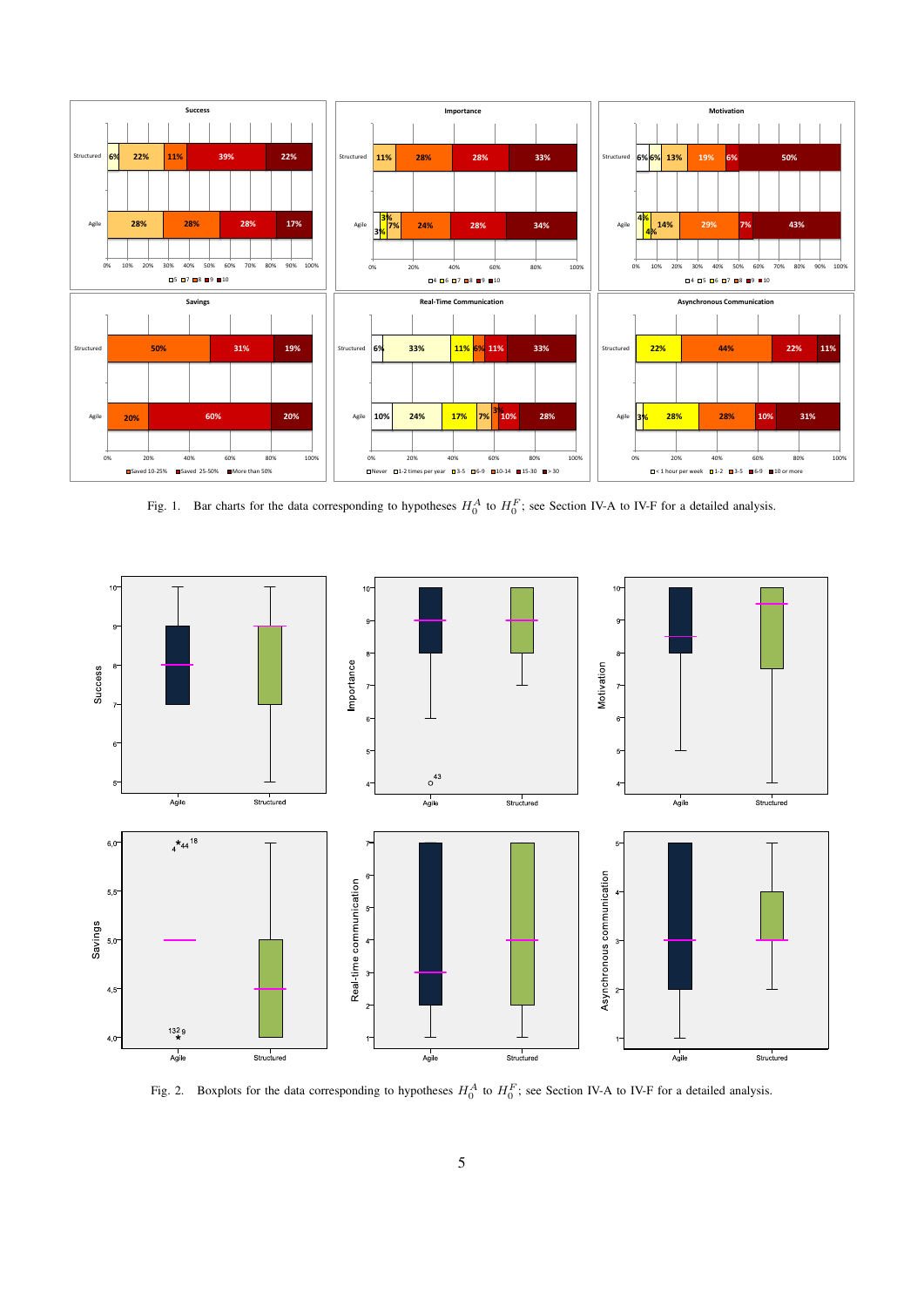Fig. 1. Bar charts for the data corresponding to hypotheses $H_0^A$ to $H_0^F$; see Section IV-A to IV-F for a detailed analysis.

Fig. 2. Boxplots for the data corresponding to hypotheses $H_0^A$ to $H_0^F$; see Section IV-A to IV-F for a detailed analysis.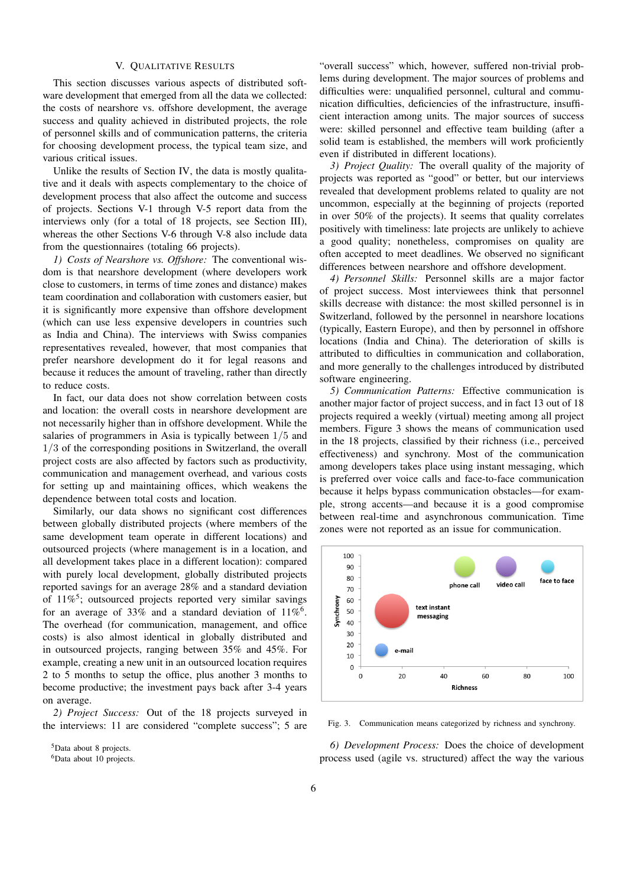## V. Qualitative Results

This section discusses various aspects of distributed software development that emerged from all the data we collected: the costs of nearshore vs. offshore development, the average success and quality achieved in distributed projects, the role of personnel skills and of communication patterns, the criteria for choosing development process, the typical team size, and various critical issues.

Unlike the results of Section IV, the data is mostly qualitative and it deals with aspects complementary to the choice of development process that also affect the outcome and success of projects. Sections V-1 through V-5 report data from the interviews only (for a total of 18 projects, see Section III), whereas the other Sections V-6 through V-8 also include data from the questionnaires (totaling 66 projects).

*1) Costs of Nearshore vs. Offshore:* The conventional wisdom is that nearshore development (where developers work close to customers, in terms of time zones and distance) makes team coordination and collaboration with customers easier, but it is significantly more expensive than offshore development (which can use less expensive developers in countries such as India and China). The interviews with Swiss companies representatives revealed, however, that most companies that prefer nearshore development do it for legal reasons and because it reduces the amount of traveling, rather than directly to reduce costs.

In fact, our data does not show correlation between costs and location: the overall costs in nearshore development are not necessarily higher than in offshore development. While the salaries of programmers in Asia is typically between $1/5$ and $1/3$ of the corresponding positions in Switzerland, the overall project costs are also affected by factors such as productivity, communication and management overhead, and various costs for setting up and maintaining offices, which weakens the dependence between total costs and location.

Similarly, our data shows no significant cost differences between globally distributed projects (where members of the same development team operate in different locations) and outsourced projects (where management is in a location, and all development takes place in a different location): compared with purely local development, globally distributed projects reported savings for an average 28% and a standard deviation of 11%[5]; outsourced projects reported very similar savings for an average of 33% and a standard deviation of 11%[6]. The overhead (for communication, management, and office costs) is also almost identical in globally distributed and in outsourced projects, ranging between 35% and 45%. For example, creating a new unit in an outsourced location requires 2 to 5 months to setup the office, plus another 3 months to become productive; the investment pays back after 3-4 years on average.

*2) Project Success:* Out of the 18 projects surveyed in the interviews: 11 are considered "complete success"; 5 are "overall success" which, however, suffered non-trivial problems during development. The major sources of problems and difficulties were: unqualified personnel, cultural and communication difficulties, deficiencies of the infrastructure, insufficient interaction among units. The major sources of success were: skilled personnel and effective team building (after a solid team is established, the members will work proficiently even if distributed in different locations).

*3) Project Quality:* The overall quality of the majority of projects was reported as "good" or better, but our interviews revealed that development problems related to quality are not uncommon, especially at the beginning of projects (reported in over 50% of the projects). It seems that quality correlates positively with timeliness: late projects are unlikely to achieve a good quality; nonetheless, compromises on quality are often accepted to meet deadlines. We observed no significant differences between nearshore and offshore development.

*4) Personnel Skills:* Personnel skills are a major factor of project success. Most interviewees think that personnel skills decrease with distance: the most skilled personnel is in Switzerland, followed by the personnel in nearshore locations (typically, Eastern Europe), and then by personnel in offshore locations (India and China). The deterioration of skills is attributed to difficulties in communication and collaboration, and more generally to the challenges introduced by distributed software engineering.

*5) Communication Patterns:* Effective communication is another major factor of project success, and in fact 13 out of 18 projects required a weekly (virtual) meeting among all project members. Figure 3 shows the means of communication used in the 18 projects, classified by their richness (i.e., perceived effectiveness) and synchrony. Most of the communication among developers takes place using instant messaging, which is preferred over voice calls and face-to-face communication because it helps bypass communication obstacles—for example, strong accents—and because it is a good compromise between real-time and asynchronous communication. Time zones were not reported as an issue for communication.

Fig. 3. Communication means categorized by richness and synchrony.

*6) Development Process:* Does the choice of development process used (agile vs. structured) affect the way the various

[5] Data about 8 projects.

[6] Data about 10 projects.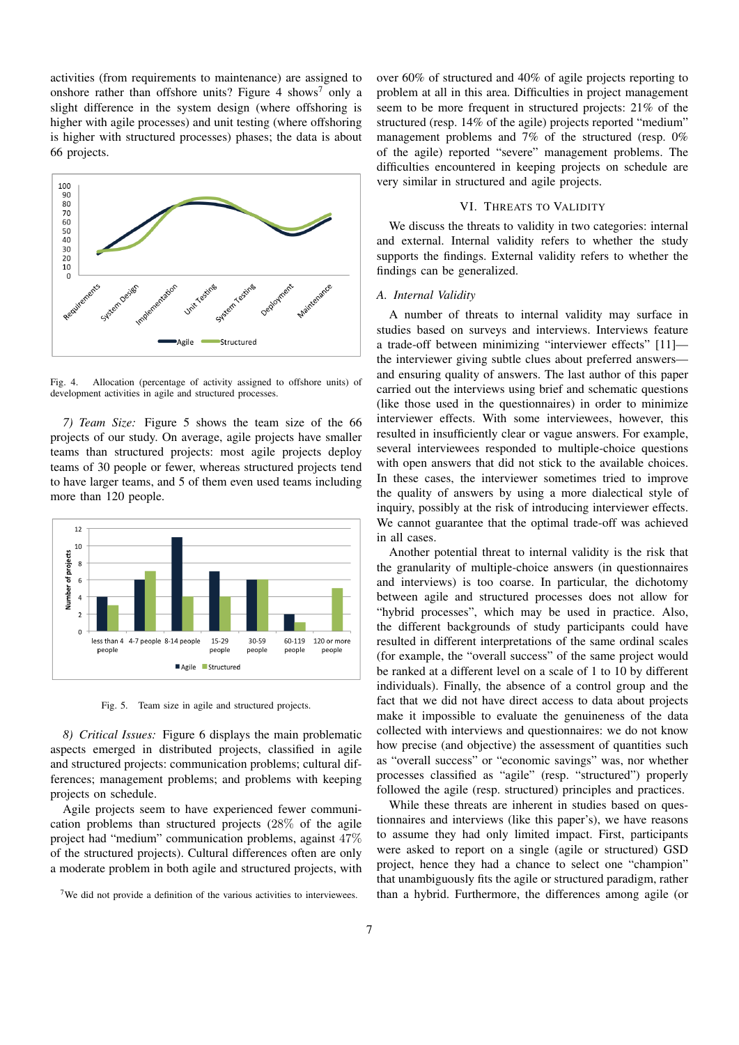activities (from requirements to maintenance) are assigned to onshore rather than offshore units? Figure 4 shows[7] only a slight difference in the system design (where offshoring is higher with agile processes) and unit testing (where offshoring is higher with structured processes) phases; the data is about 66 projects.

100
90
80
70
60
50
40
30
20
10
0

Requirements
System Design
Implementation
Unit Testing
System Testing
Deployment
Maintenance

Agile
Structured

Fig. 4. Allocation (percentage of activity assigned to offshore units) of development activities in agile and structured processes.

*7) Team Size:* Figure 5 shows the team size of the 66 projects of our study. On average, agile projects have smaller teams than structured projects: most agile projects deploy teams of 30 people or fewer, whereas structured projects tend to have larger teams, and 5 of them even used teams including more than 120 people.

12
10
8
6
4
2
0

Number of projects

less than 4 people
4-7 people
8-14 people
15-29 people
30-59 people
60-119 people
120 or more people

Agile
Structured

Fig. 5. Team size in agile and structured projects.

*8) Critical Issues:* Figure 6 displays the main problematic aspects emerged in distributed projects, classified in agile and structured projects: communication problems; cultural differences; management problems; and problems with keeping projects on schedule.

Agile projects seem to have experienced fewer communication problems than structured projects (28% of the agile project had "medium" communication problems, against 47% of the structured projects). Cultural differences often are only a moderate problem in both agile and structured projects, with over 60% of structured and 40% of agile projects reporting to problem at all in this area. Difficulties in project management seem to be more frequent in structured projects: 21% of the structured (resp. 14% of the agile) projects reported "medium" management problems and 7% of the structured (resp. 0% of the agile) reported "severe" management problems. The difficulties encountered in keeping projects on schedule are very similar in structured and agile projects.

[7]We did not provide a definition of the various activities to interviewees.

## VI. Threats to Validity

We discuss the threats to validity in two categories: internal and external. Internal validity refers to whether the study supports the findings. External validity refers to whether the findings can be generalized.

### A. Internal Validity

A number of threats to internal validity may surface in studies based on surveys and interviews. Interviews feature a trade-off between minimizing "interviewer effects" [11]—the interviewer giving subtle clues about preferred answers—and ensuring quality of answers. The last author of this paper carried out the interviews using brief and schematic questions (like those used in the questionnaires) in order to minimize interviewer effects. With some interviewees, however, this resulted in insufficiently clear or vague answers. For example, several interviewees responded to multiple-choice questions with open answers that did not stick to the available choices. In these cases, the interviewer sometimes tried to improve the quality of answers by using a more dialectical style of inquiry, possibly at the risk of introducing interviewer effects. We cannot guarantee that the optimal trade-off was achieved in all cases.

Another potential threat to internal validity is the risk that the granularity of multiple-choice answers (in questionnaires and interviews) is too coarse. In particular, the dichotomy between agile and structured processes does not allow for "hybrid processes", which may be used in practice. Also, the different backgrounds of study participants could have resulted in different interpretations of the same ordinal scales (for example, the "overall success" of the same project would be ranked at a different level on a scale of 1 to 10 by different individuals). Finally, the absence of a control group and the fact that we did not have direct access to data about projects make it impossible to evaluate the genuineness of the data collected with interviews and questionnaires: we do not know how precise (and objective) the assessment of quantities such as "overall success" or "economic savings" was, nor whether processes classified as "agile" (resp. "structured") properly followed the agile (resp. structured) principles and practices.

While these threats are inherent in studies based on questionnaires and interviews (like this paper's), we have reasons to assume they had only limited impact. First, participants were asked to report on a single (agile or structured) GSD project, hence they had a chance to select one "champion" that unambiguously fits the agile or structured paradigm, rather than a hybrid. Furthermore, the differences among agile (or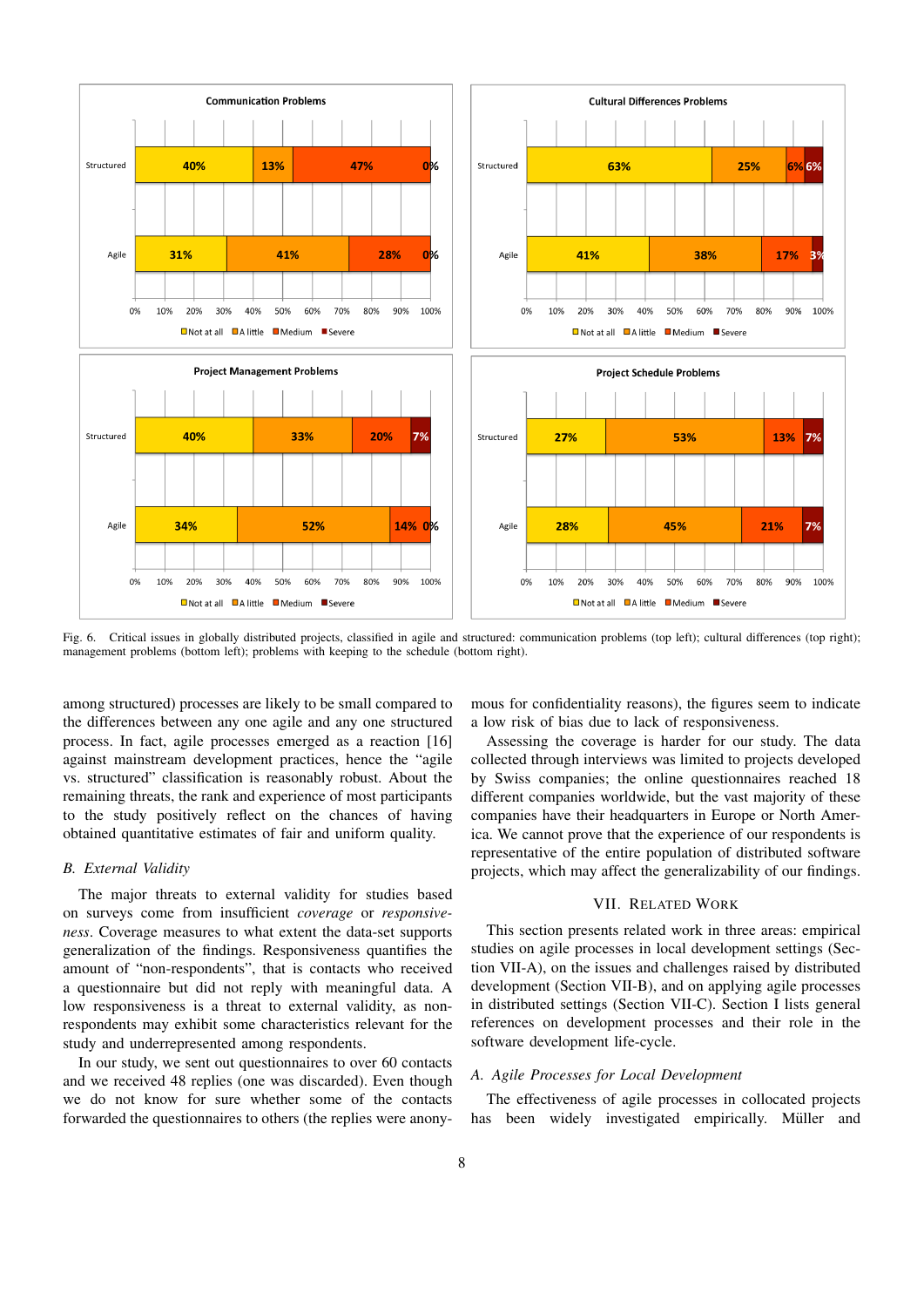Fig. 6. Critical issues in globally distributed projects, classified in agile and structured: communication problems (top left); cultural differences (top right); management problems (bottom left); problems with keeping to the schedule (bottom right).

among structured) processes are likely to be small compared to the differences between any one agile and any one structured process. In fact, agile processes emerged as a reaction [16] against mainstream development practices, hence the "agile vs. structured" classification is reasonably robust. About the remaining threats, the rank and experience of most participants to the study positively reflect on the chances of having obtained quantitative estimates of fair and uniform quality.

### B. External Validity

The major threats to external validity for studies based on surveys come from insufficient *coverage* or *responsiveness*. Coverage measures to what extent the data-set supports generalization of the findings. Responsiveness quantifies the amount of "non-respondents", that is contacts who received a questionnaire but did not reply with meaningful data. A low responsiveness is a threat to external validity, as non-respondents may exhibit some characteristics relevant for the study and underrepresented among respondents.

In our study, we sent out questionnaires to over 60 contacts and we received 48 replies (one was discarded). Even though we do not know for sure whether some of the contacts forwarded the questionnaires to others (the replies were anonymous for confidentiality reasons), the figures seem to indicate a low risk of bias due to lack of responsiveness.

Assessing the coverage is harder for our study. The data collected through interviews was limited to projects developed by Swiss companies; the online questionnaires reached 18 different companies worldwide, but the vast majority of these companies have their headquarters in Europe or North America. We cannot prove that the experience of our respondents is representative of the entire population of distributed software projects, which may affect the generalizability of our findings.

## VII. Related Work

This section presents related work in three areas: empirical studies on agile processes in local development settings (Section VII-A), on the issues and challenges raised by distributed development (Section VII-B), and on applying agile processes in distributed settings (Section VII-C). Section I lists general references on development processes and their role in the software development life-cycle.

### A. Agile Processes for Local Development

The effectiveness of agile processes in collocated projects has been widely investigated empirically. Müller and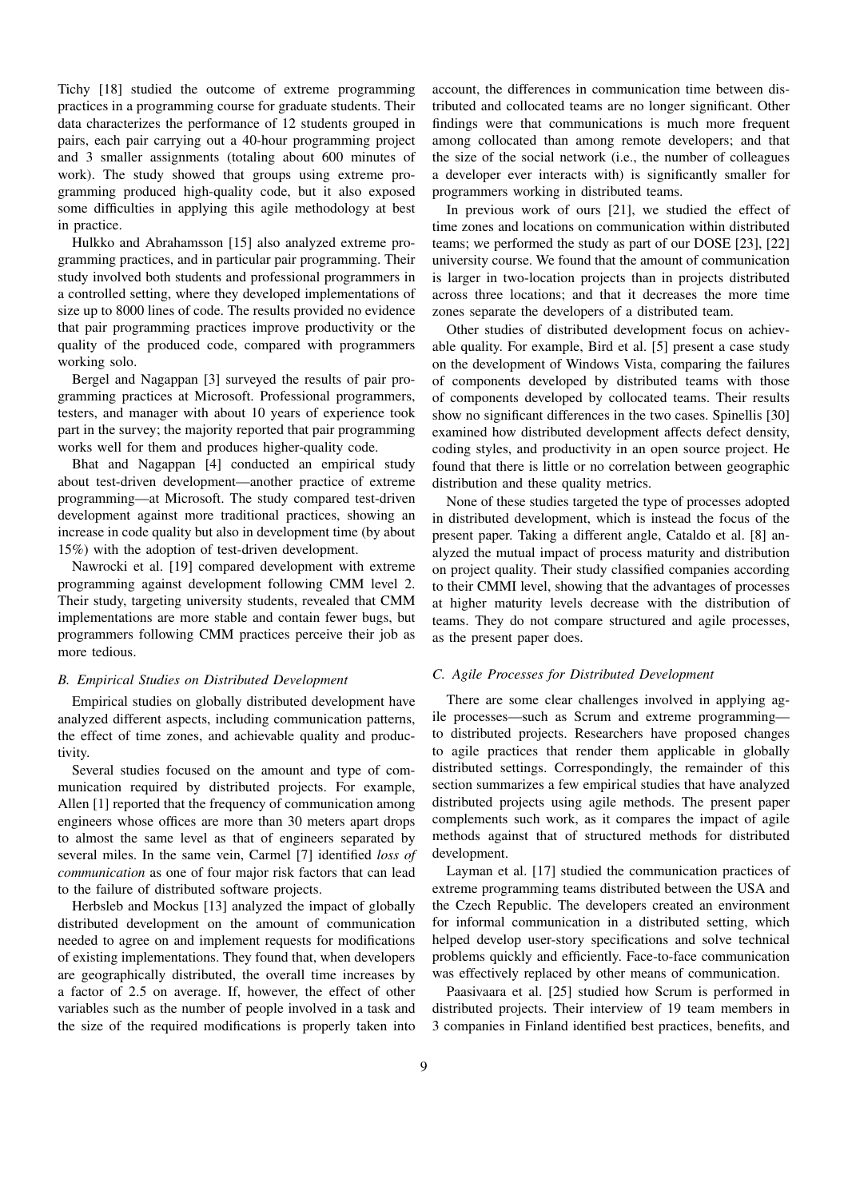Tichy [18] studied the outcome of extreme programming practices in a programming course for graduate students. Their data characterizes the performance of 12 students grouped in pairs, each pair carrying out a 40-hour programming project and 3 smaller assignments (totaling about 600 minutes of work). The study showed that groups using extreme programming produced high-quality code, but it also exposed some difficulties in applying this agile methodology at best in practice.

Hulkko and Abrahamsson [15] also analyzed extreme programming practices, and in particular pair programming. Their study involved both students and professional programmers in a controlled setting, where they developed implementations of size up to 8000 lines of code. The results provided no evidence that pair programming practices improve productivity or the quality of the produced code, compared with programmers working solo.

Bergel and Nagappan [3] surveyed the results of pair programming practices at Microsoft. Professional programmers, testers, and manager with about 10 years of experience took part in the survey; the majority reported that pair programming works well for them and produces higher-quality code.

Bhat and Nagappan [4] conducted an empirical study about test-driven development—another practice of extreme programming—at Microsoft. The study compared test-driven development against more traditional practices, showing an increase in code quality but also in development time (by about 15%) with the adoption of test-driven development.

Nawrocki et al. [19] compared development with extreme programming against development following CMM level 2. Their study, targeting university students, revealed that CMM implementations are more stable and contain fewer bugs, but programmers following CMM practices perceive their job as more tedious.

### B. Empirical Studies on Distributed Development

Empirical studies on globally distributed development have analyzed different aspects, including communication patterns, the effect of time zones, and achievable quality and productivity.

Several studies focused on the amount and type of communication required by distributed projects. For example, Allen [1] reported that the frequency of communication among engineers whose offices are more than 30 meters apart drops to almost the same level as that of engineers separated by several miles. In the same vein, Carmel [7] identified *loss of communication* as one of four major risk factors that can lead to the failure of distributed software projects.

Herbsleb and Mockus [13] analyzed the impact of globally distributed development on the amount of communication needed to agree on and implement requests for modifications of existing implementations. They found that, when developers are geographically distributed, the overall time increases by a factor of 2.5 on average. If, however, the effect of other variables such as the number of people involved in a task and the size of the required modifications is properly taken into account, the differences in communication time between distributed and collocated teams are no longer significant. Other findings were that communications is much more frequent among collocated than among remote developers; and that the size of the social network (i.e., the number of colleagues a developer ever interacts with) is significantly smaller for programmers working in distributed teams.

In previous work of ours [21], we studied the effect of time zones and locations on communication within distributed teams; we performed the study as part of our DOSE [23], [22] university course. We found that the amount of communication is larger in two-location projects than in projects distributed across three locations; and that it decreases the more time zones separate the developers of a distributed team.

Other studies of distributed development focus on achievable quality. For example, Bird et al. [5] present a case study on the development of Windows Vista, comparing the failures of components developed by distributed teams with those of components developed by collocated teams. Their results show no significant differences in the two cases. Spinellis [30] examined how distributed development affects defect density, coding styles, and productivity in an open source project. He found that there is little or no correlation between geographic distribution and these quality metrics.

None of these studies targeted the type of processes adopted in distributed development, which is instead the focus of the present paper. Taking a different angle, Cataldo et al. [8] analyzed the mutual impact of process maturity and distribution on project quality. Their study classified companies according to their CMMI level, showing that the advantages of processes at higher maturity levels decrease with the distribution of teams. They do not compare structured and agile processes, as the present paper does.

### C. Agile Processes for Distributed Development

There are some clear challenges involved in applying agile processes—such as Scrum and extreme programming—to distributed projects. Researchers have proposed changes to agile practices that render them applicable in globally distributed settings. Correspondingly, the remainder of this section summarizes a few empirical studies that have analyzed distributed projects using agile methods. The present paper complements such work, as it compares the impact of agile methods against that of structured methods for distributed development.

Layman et al. [17] studied the communication practices of extreme programming teams distributed between the USA and the Czech Republic. The developers created an environment for informal communication in a distributed setting, which helped develop user-story specifications and solve technical problems quickly and efficiently. Face-to-face communication was effectively replaced by other means of communication.

Paasivaara et al. [25] studied how Scrum is performed in distributed projects. Their interview of 19 team members in 3 companies in Finland identified best practices, benefits, and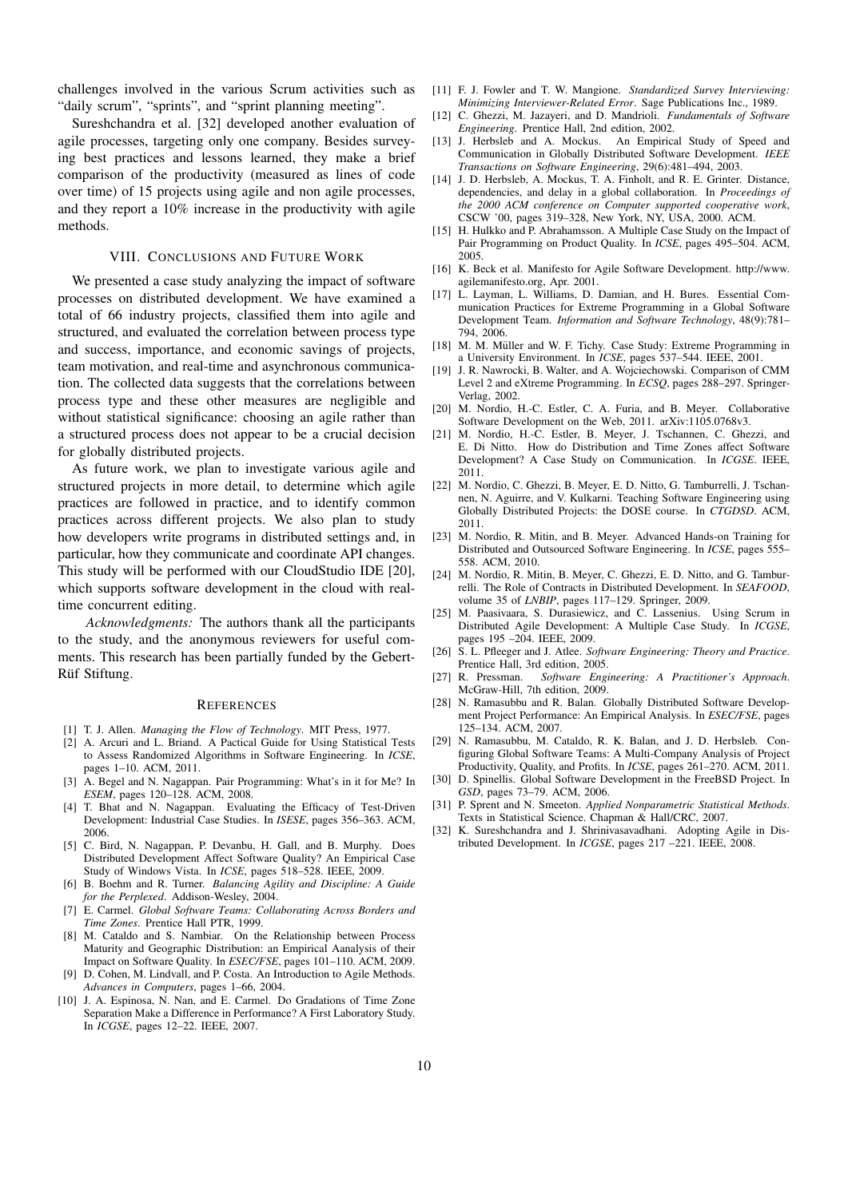challenges involved in the various Scrum activities such as "daily scrum", "sprints", and "sprint planning meeting".

Sureshchandra et al. [32] developed another evaluation of agile processes, targeting only one company. Besides surveying best practices and lessons learned, they make a brief comparison of the productivity (measured as lines of code over time) of 15 projects using agile and non agile processes, and they report a 10% increase in the productivity with agile methods.

## VIII. Conclusions and Future Work

We presented a case study analyzing the impact of software processes on distributed development. We have examined a total of 66 industry projects, classified them into agile and structured, and evaluated the correlation between process type and success, importance, and economic savings of projects, team motivation, and real-time and asynchronous communication. The collected data suggests that the correlations between process type and these other measures are negligible and without statistical significance: choosing an agile rather than a structured process does not appear to be a crucial decision for globally distributed projects.

As future work, we plan to investigate various agile and structured projects in more detail, to determine which agile practices are followed in practice, and to identify common practices across different projects. We also plan to study how developers write programs in distributed settings and, in particular, how they communicate and coordinate API changes. This study will be performed with our CloudStudio IDE [20], which supports software development in the cloud with real-time concurrent editing.

*Acknowledgments:* The authors thank all the participants to the study, and the anonymous reviewers for useful comments. This research has been partially funded by the Gebert-Rüf Stiftung.

## References

[1] T. J. Allen. *Managing the Flow of Technology*. MIT Press, 1977.

[2] A. Arcuri and L. Briand. A Pactical Guide for Using Statistical Tests to Assess Randomized Algorithms in Software Engineering. In *ICSE*, pages 1–10. ACM, 2011.

[3] A. Begel and N. Nagappan. Pair Programming: What's in it for Me? In *ESEM*, pages 120–128. ACM, 2008.

[4] T. Bhat and N. Nagappan. Evaluating the Efficacy of Test-Driven Development: Industrial Case Studies. In *ISESE*, pages 356–363. ACM, 2006.

[5] C. Bird, N. Nagappan, P. Devanbu, H. Gall, and B. Murphy. Does Distributed Development Affect Software Quality? An Empirical Case Study of Windows Vista. In *ICSE*, pages 518–528. IEEE, 2009.

[6] B. Boehm and R. Turner. *Balancing Agility and Discipline: A Guide for the Perplexed*. Addison-Wesley, 2004.

[7] E. Carmel. *Global Software Teams: Collaborating Across Borders and Time Zones*. Prentice Hall PTR, 1999.

[8] M. Cataldo and S. Nambiar. On the Relationship between Process Maturity and Geographic Distribution: an Empirical Aanalysis of their Impact on Software Quality. In *ESEC/FSE*, pages 101–110. ACM, 2009.

[9] D. Cohen, M. Lindvall, and P. Costa. An Introduction to Agile Methods. *Advances in Computers*, pages 1–66, 2004.

[10] J. A. Espinosa, N. Nan, and E. Carmel. Do Gradations of Time Zone Separation Make a Difference in Performance? A First Laboratory Study. In *ICGSE*, pages 12–22. IEEE, 2007.

[11] F. J. Fowler and T. W. Mangione. *Standardized Survey Interviewing: Minimizing Interviewer-Related Error*. Sage Publications Inc., 1989.

[12] C. Ghezzi, M. Jazayeri, and D. Mandrioli. *Fundamentals of Software Engineering*. Prentice Hall, 2nd edition, 2002.

[13] J. Herbsleb and A. Mockus. An Empirical Study of Speed and Communication in Globally Distributed Software Development. *IEEE Transactions on Software Engineering*, 29(6):481–494, 2003.

[14] J. D. Herbsleb, A. Mockus, T. A. Finholt, and R. E. Grinter. Distance, dependencies, and delay in a global collaboration. In *Proceedings of the 2000 ACM conference on Computer supported cooperative work*, CSCW '00, pages 319–328, New York, NY, USA, 2000. ACM.

[15] H. Hulkko and P. Abrahamsson. A Multiple Case Study on the Impact of Pair Programming on Product Quality. In *ICSE*, pages 495–504. ACM, 2005.

[16] K. Beck et al. Manifesto for Agile Software Development. http://www.agilemanifesto.org, Apr. 2001.

[17] L. Layman, L. Williams, D. Damian, and H. Bures. Essential Communication Practices for Extreme Programming in a Global Software Development Team. *Information and Software Technology*, 48(9):781–794, 2006.

[18] M. M. Müller and W. F. Tichy. Case Study: Extreme Programming in a University Environment. In *ICSE*, pages 537–544. IEEE, 2001.

[19] J. R. Nawrocki, B. Walter, and A. Wojciechowski. Comparison of CMM Level 2 and eXtreme Programming. In *ECSQ*, pages 288–297. Springer-Verlag, 2002.

[20] M. Nordio, H.-C. Estler, C. A. Furia, and B. Meyer. Collaborative Software Development on the Web, 2011. arXiv:1105.0768v3.

[21] M. Nordio, H.-C. Estler, B. Meyer, J. Tschannen, C. Ghezzi, and E. Di Nitto. How do Distribution and Time Zones affect Software Development? A Case Study on Communication. In *ICGSE*. IEEE, 2011.

[22] M. Nordio, C. Ghezzi, B. Meyer, E. D. Nitto, G. Tamburrelli, J. Tschannen, N. Aguirre, and V. Kulkarni. Teaching Software Engineering using Globally Distributed Projects: the DOSE course. In *CTGDSD*. ACM, 2011.

[23] M. Nordio, R. Mitin, and B. Meyer. Advanced Hands-on Training for Distributed and Outsourced Software Engineering. In *ICSE*, pages 555–558. ACM, 2010.

[24] M. Nordio, R. Mitin, B. Meyer, C. Ghezzi, E. D. Nitto, and G. Tamburrelli. The Role of Contracts in Distributed Development. In *SEAFOOD*, volume 35 of *LNBIP*, pages 117–129. Springer, 2009.

[25] M. Paasivaara, S. Durasiewicz, and C. Lassenius. Using Scrum in Distributed Agile Development: A Multiple Case Study. In *ICGSE*, pages 195 –204. IEEE, 2009.

[26] S. L. Pfleeger and J. Atlee. *Software Engineering: Theory and Practice*. Prentice Hall, 3rd edition, 2005.

[27] R. Pressman. *Software Engineering: A Practitioner's Approach*. McGraw-Hill, 7th edition, 2009.

[28] N. Ramasubbu and R. Balan. Globally Distributed Software Development Project Performance: An Empirical Analysis. In *ESEC/FSE*, pages 125–134. ACM, 2007.

[29] N. Ramasubbu, M. Cataldo, R. K. Balan, and J. D. Herbsleb. Configuring Global Software Teams: A Multi-Company Analysis of Project Productivity, Quality, and Profits. In *ICSE*, pages 261–270. ACM, 2011.

[30] D. Spinellis. Global Software Development in the FreeBSD Project. In *GSD*, pages 73–79. ACM, 2006.

[31] P. Sprent and N. Smeeton. *Applied Nonparametric Statistical Methods*. Texts in Statistical Science. Chapman & Hall/CRC, 2007.

[32] K. Sureshchandra and J. Shrinivasavadhani. Adopting Agile in Distributed Development. In *ICGSE*, pages 217 –221. IEEE, 2008.